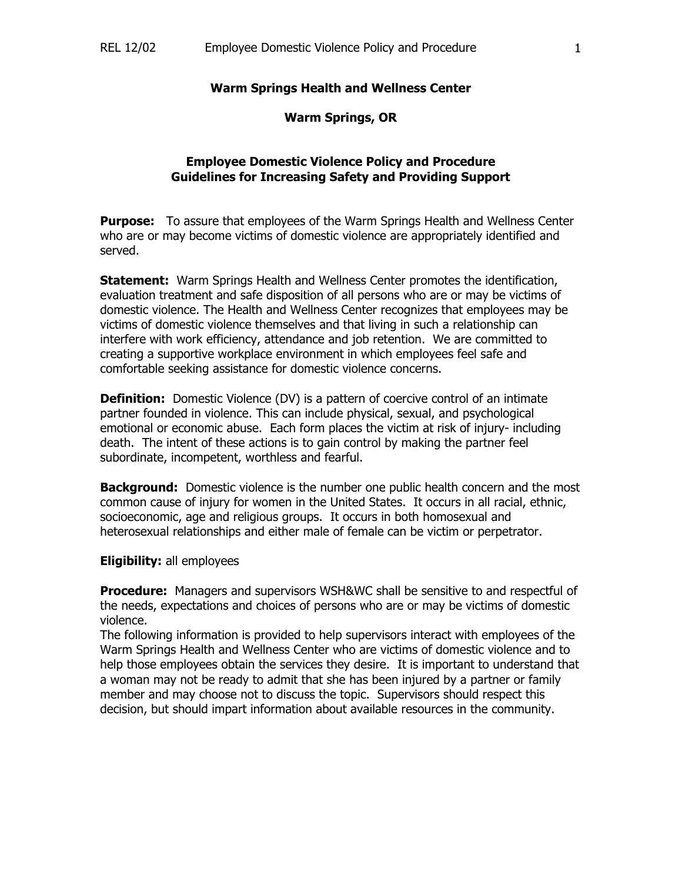# Warm Springs Health and Wellness Center

## Warm Springs, OR

## Employee Domestic Violence Policy and Procedure
## Guidelines for Increasing Safety and Providing Support

**Purpose:** To assure that employees of the Warm Springs Health and Wellness Center who are or may become victims of domestic violence are appropriately identified and served.

**Statement:** Warm Springs Health and Wellness Center promotes the identification, evaluation treatment and safe disposition of all persons who are or may be victims of domestic violence. The Health and Wellness Center recognizes that employees may be victims of domestic violence themselves and that living in such a relationship can interfere with work efficiency, attendance and job retention. We are committed to creating a supportive workplace environment in which employees feel safe and comfortable seeking assistance for domestic violence concerns.

**Definition:** Domestic Violence (DV) is a pattern of coercive control of an intimate partner founded in violence. This can include physical, sexual, and psychological emotional or economic abuse. Each form places the victim at risk of injury- including death. The intent of these actions is to gain control by making the partner feel subordinate, incompetent, worthless and fearful.

**Background:** Domestic violence is the number one public health concern and the most common cause of injury for women in the United States. It occurs in all racial, ethnic, socioeconomic, age and religious groups. It occurs in both homosexual and heterosexual relationships and either male of female can be victim or perpetrator.

**Eligibility:** all employees

**Procedure:** Managers and supervisors WSH&WC shall be sensitive to and respectful of the needs, expectations and choices of persons who are or may be victims of domestic violence.
The following information is provided to help supervisors interact with employees of the Warm Springs Health and Wellness Center who are victims of domestic violence and to help those employees obtain the services they desire. It is important to understand that a woman may not be ready to admit that she has been injured by a partner or family member and may choose not to discuss the topic. Supervisors should respect this decision, but should impart information about available resources in the community.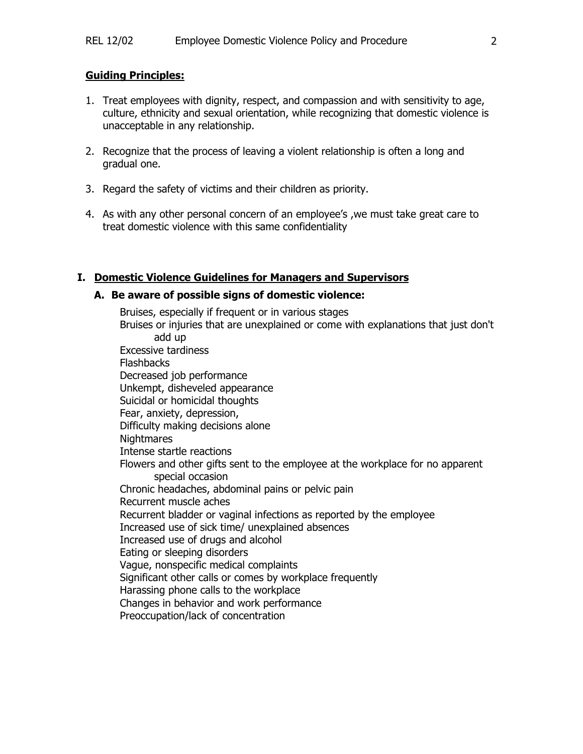**Guiding Principles:**

1. Treat employees with dignity, respect, and compassion and with sensitivity to age, culture, ethnicity and sexual orientation, while recognizing that domestic violence is unacceptable in any relationship.

2. Recognize that the process of leaving a violent relationship is often a long and gradual one.

3. Regard the safety of victims and their children as priority.

4. As with any other personal concern of an employee's ,we must take great care to treat domestic violence with this same confidentiality

## I. Domestic Violence Guidelines for Managers and Supervisors

### A. Be aware of possible signs of domestic violence:

Bruises, especially if frequent or in various stages
Bruises or injuries that are unexplained or come with explanations that just don't add up
Excessive tardiness
Flashbacks
Decreased job performance
Unkempt, disheveled appearance
Suicidal or homicidal thoughts
Fear, anxiety, depression,
Difficulty making decisions alone
Nightmares
Intense startle reactions
Flowers and other gifts sent to the employee at the workplace for no apparent special occasion
Chronic headaches, abdominal pains or pelvic pain
Recurrent muscle aches
Recurrent bladder or vaginal infections as reported by the employee
Increased use of sick time/ unexplained absences
Increased use of drugs and alcohol
Eating or sleeping disorders
Vague, nonspecific medical complaints
Significant other calls or comes by workplace frequently
Harassing phone calls to the workplace
Changes in behavior and work performance
Preoccupation/lack of concentration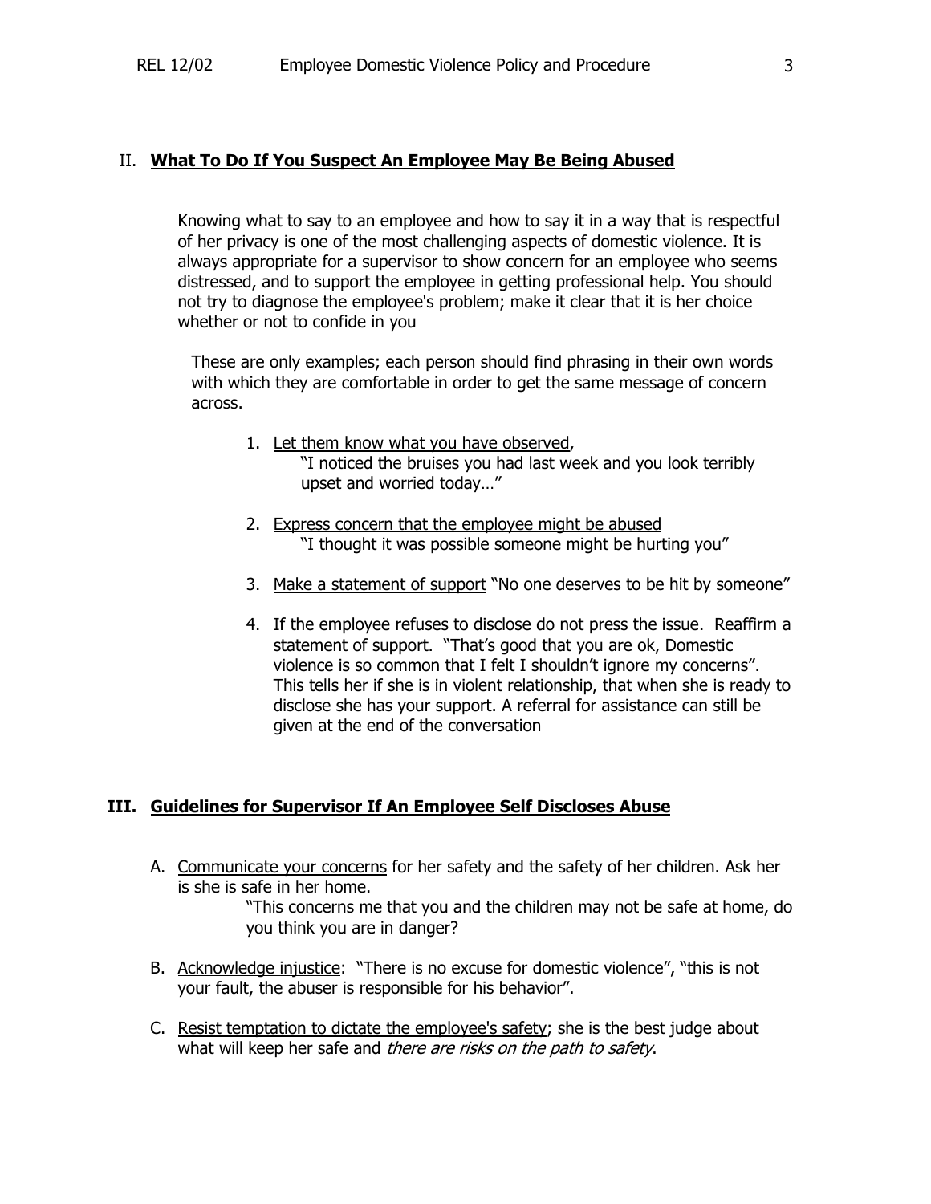## II. **What To Do If You Suspect An Employee May Be Being Abused**

Knowing what to say to an employee and how to say it in a way that is respectful of her privacy is one of the most challenging aspects of domestic violence. It is always appropriate for a supervisor to show concern for an employee who seems distressed, and to support the employee in getting professional help. You should not try to diagnose the employee's problem; make it clear that it is her choice whether or not to confide in you

These are only examples; each person should find phrasing in their own words with which they are comfortable in order to get the same message of concern across.

1. Let them know what you have observed,
   "I noticed the bruises you had last week and you look terribly upset and worried today…"

2. Express concern that the employee might be abused
   "I thought it was possible someone might be hurting you"

3. Make a statement of support "No one deserves to be hit by someone"

4. If the employee refuses to disclose do not press the issue. Reaffirm a statement of support. "That's good that you are ok, Domestic violence is so common that I felt I shouldn't ignore my concerns". This tells her if she is in violent relationship, that when she is ready to disclose she has your support. A referral for assistance can still be given at the end of the conversation

## III. **Guidelines for Supervisor If An Employee Self Discloses Abuse**

A. Communicate your concerns for her safety and the safety of her children. Ask her is she is safe in her home.
   "This concerns me that you and the children may not be safe at home, do you think you are in danger?

B. Acknowledge injustice: "There is no excuse for domestic violence", "this is not your fault, the abuser is responsible for his behavior".

C. Resist temptation to dictate the employee's safety; she is the best judge about what will keep her safe and *there are risks on the path to safety*.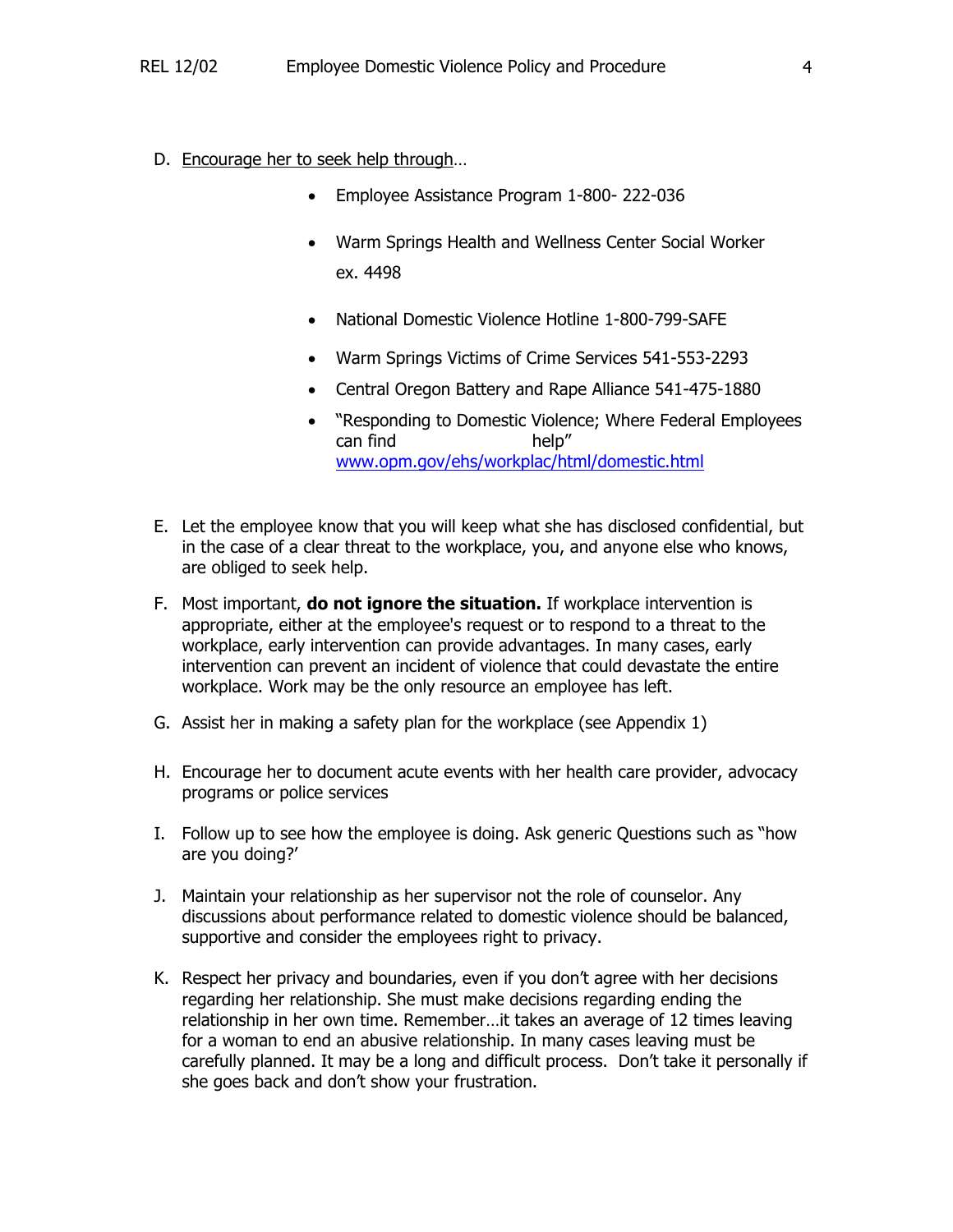D. <u>Encourage her to seek help through</u>…

- Employee Assistance Program 1-800- 222-036
- Warm Springs Health and Wellness Center Social Worker ex. 4498
- National Domestic Violence Hotline 1-800-799-SAFE
- Warm Springs Victims of Crime Services 541-553-2293
- Central Oregon Battery and Rape Alliance 541-475-1880
- "Responding to Domestic Violence; Where Federal Employees can find help" www.opm.gov/ehs/workplac/html/domestic.html

E. Let the employee know that you will keep what she has disclosed confidential, but in the case of a clear threat to the workplace, you, and anyone else who knows, are obliged to seek help.

F. Most important, **do not ignore the situation.** If workplace intervention is appropriate, either at the employee's request or to respond to a threat to the workplace, early intervention can provide advantages. In many cases, early intervention can prevent an incident of violence that could devastate the entire workplace. Work may be the only resource an employee has left.

G. Assist her in making a safety plan for the workplace (see Appendix 1)

H. Encourage her to document acute events with her health care provider, advocacy programs or police services

I. Follow up to see how the employee is doing. Ask generic Questions such as "how are you doing?'

J. Maintain your relationship as her supervisor not the role of counselor. Any discussions about performance related to domestic violence should be balanced, supportive and consider the employees right to privacy.

K. Respect her privacy and boundaries, even if you don't agree with her decisions regarding her relationship. She must make decisions regarding ending the relationship in her own time. Remember…it takes an average of 12 times leaving for a woman to end an abusive relationship. In many cases leaving must be carefully planned. It may be a long and difficult process. Don't take it personally if she goes back and don't show your frustration.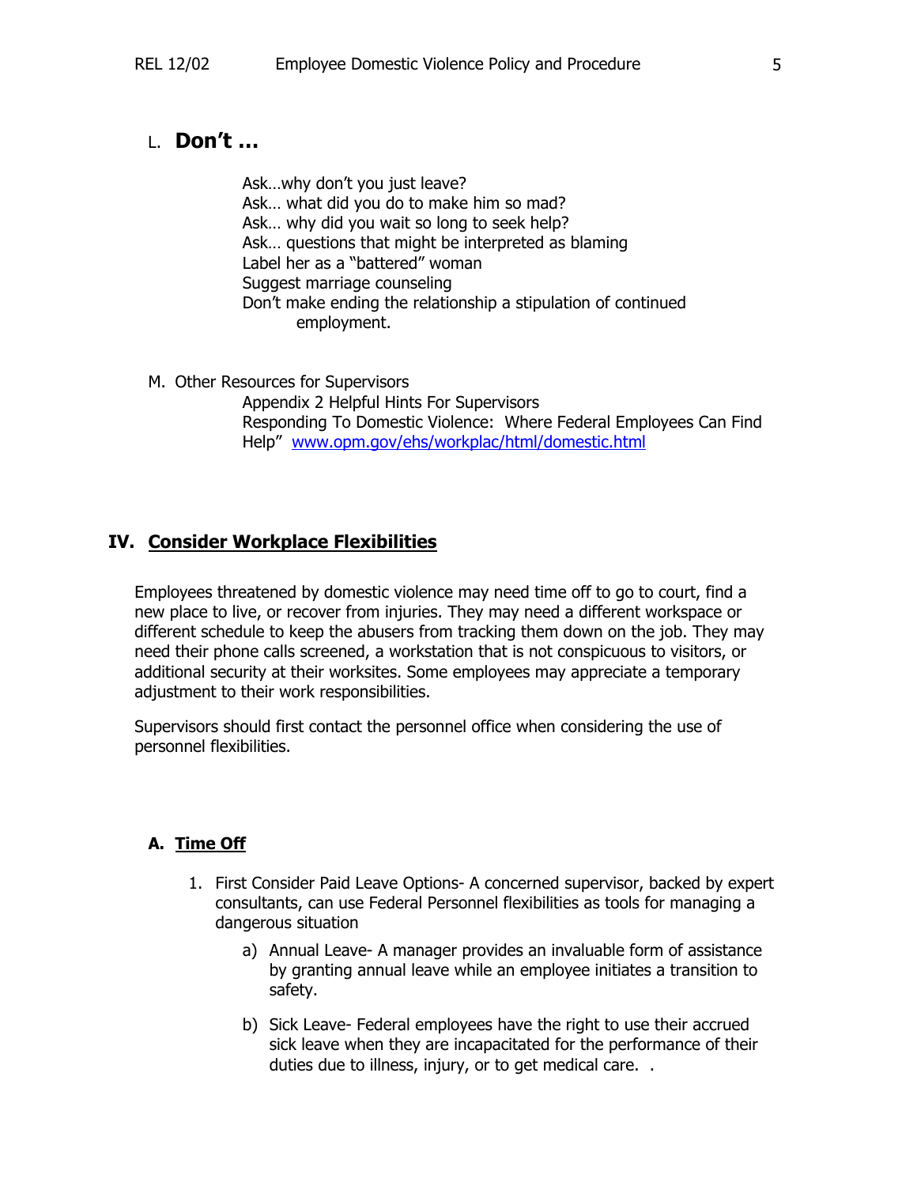## L. **Don't …**

Ask…why don't you just leave?
Ask… what did you do to make him so mad?
Ask… why did you wait so long to seek help?
Ask… questions that might be interpreted as blaming
Label her as a "battered" woman
Suggest marriage counseling
Don't make ending the relationship a stipulation of continued employment.

M. Other Resources for Supervisors

Appendix 2 Helpful Hints For Supervisors
Responding To Domestic Violence: Where Federal Employees Can Find Help" www.opm.gov/ehs/workplac/html/domestic.html

# IV. <u>Consider Workplace Flexibilities</u>

Employees threatened by domestic violence may need time off to go to court, find a new place to live, or recover from injuries. They may need a different workspace or different schedule to keep the abusers from tracking them down on the job. They may need their phone calls screened, a workstation that is not conspicuous to visitors, or additional security at their worksites. Some employees may appreciate a temporary adjustment to their work responsibilities.

Supervisors should first contact the personnel office when considering the use of personnel flexibilities.

## A. <u>Time Off</u>

1. First Consider Paid Leave Options- A concerned supervisor, backed by expert consultants, can use Federal Personnel flexibilities as tools for managing a dangerous situation

    a) Annual Leave- A manager provides an invaluable form of assistance by granting annual leave while an employee initiates a transition to safety.

    b) Sick Leave- Federal employees have the right to use their accrued sick leave when they are incapacitated for the performance of their duties due to illness, injury, or to get medical care. .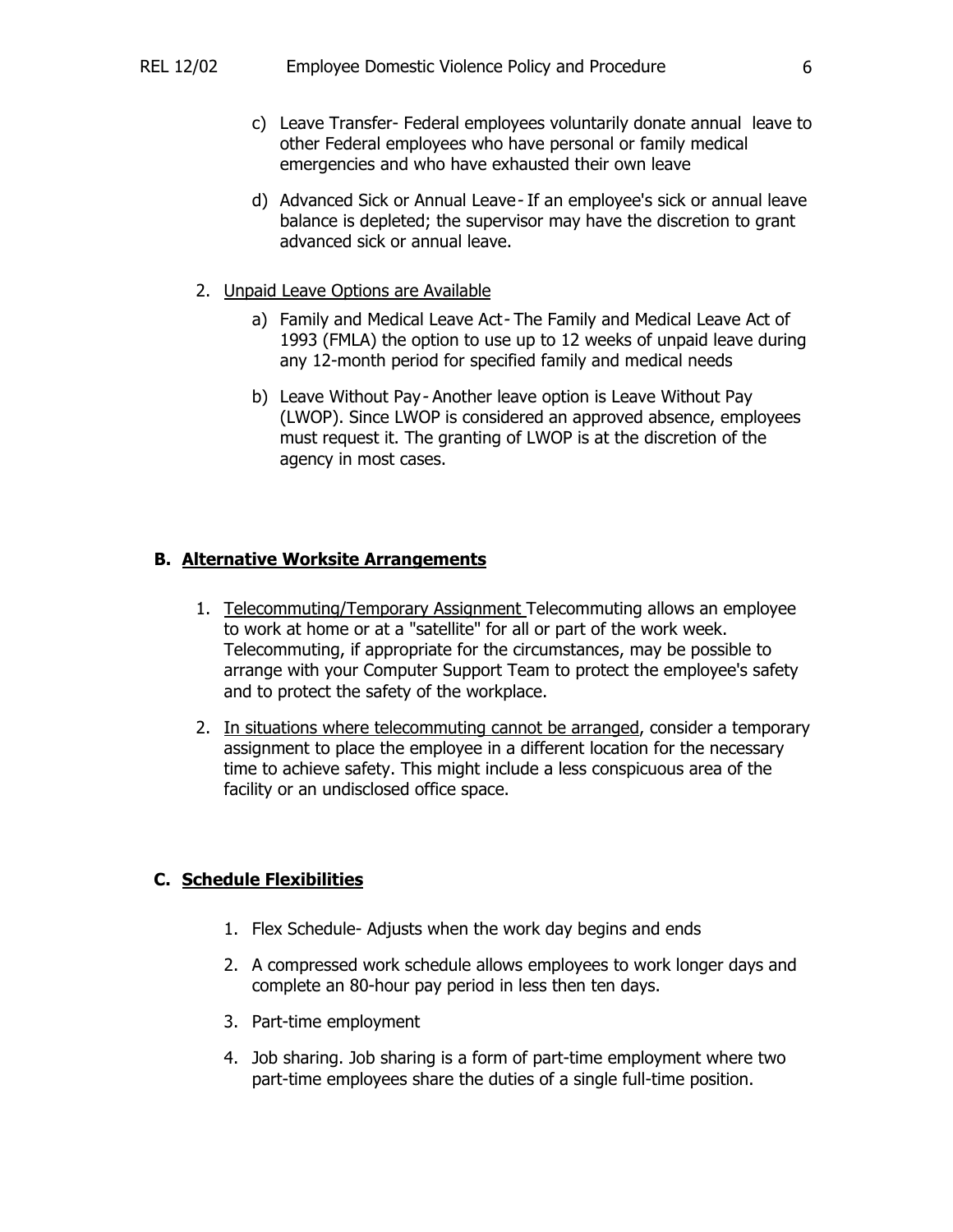c) Leave Transfer- Federal employees voluntarily donate annual leave to other Federal employees who have personal or family medical emergencies and who have exhausted their own leave

d) Advanced Sick or Annual Leave - If an employee's sick or annual leave balance is depleted; the supervisor may have the discretion to grant advanced sick or annual leave.

2. <u>Unpaid Leave Options are Available</u>

   a) Family and Medical Leave Act - The Family and Medical Leave Act of 1993 (FMLA) the option to use up to 12 weeks of unpaid leave during any 12-month period for specified family and medical needs

   b) Leave Without Pay - Another leave option is Leave Without Pay (LWOP). Since LWOP is considered an approved absence, employees must request it. The granting of LWOP is at the discretion of the agency in most cases.

## B. <u>Alternative Worksite Arrangements</u>

1. <u>Telecommuting/Temporary Assignment</u> Telecommuting allows an employee to work at home or at a "satellite" for all or part of the work week. Telecommuting, if appropriate for the circumstances, may be possible to arrange with your Computer Support Team to protect the employee's safety and to protect the safety of the workplace.

2. <u>In situations where telecommuting cannot be arranged</u>, consider a temporary assignment to place the employee in a different location for the necessary time to achieve safety. This might include a less conspicuous area of the facility or an undisclosed office space.

## C. <u>Schedule Flexibilities</u>

1. Flex Schedule- Adjusts when the work day begins and ends

2. A compressed work schedule allows employees to work longer days and complete an 80-hour pay period in less then ten days.

3. Part-time employment

4. Job sharing. Job sharing is a form of part-time employment where two part-time employees share the duties of a single full-time position.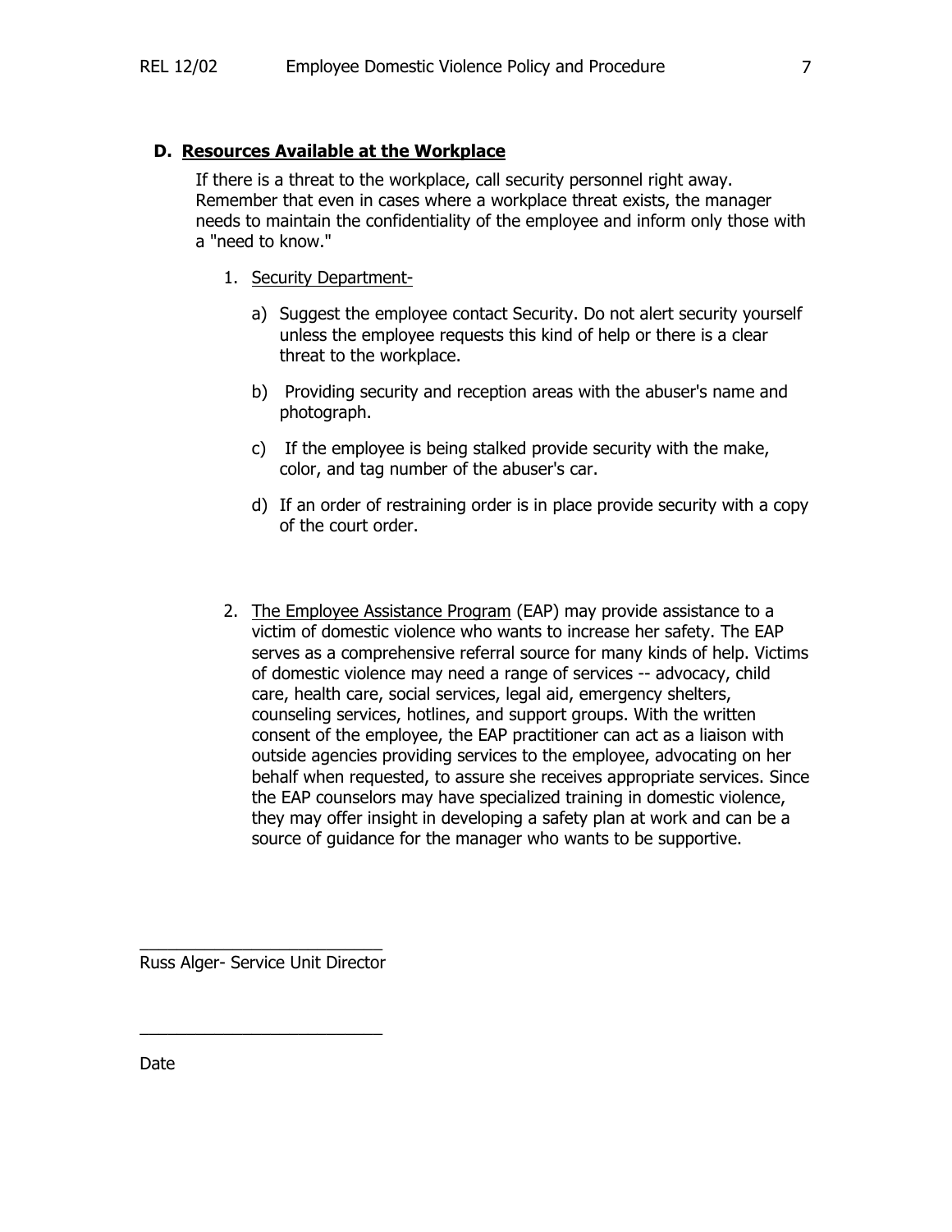### D. **Resources Available at the Workplace**

If there is a threat to the workplace, call security personnel right away. Remember that even in cases where a workplace threat exists, the manager needs to maintain the confidentiality of the employee and inform only those with a "need to know."

1. Security Department-

    a) Suggest the employee contact Security. Do not alert security yourself unless the employee requests this kind of help or there is a clear threat to the workplace.

    b) Providing security and reception areas with the abuser's name and photograph.

    c) If the employee is being stalked provide security with the make, color, and tag number of the abuser's car.

    d) If an order of restraining order is in place provide security with a copy of the court order.

2. The Employee Assistance Program (EAP) may provide assistance to a victim of domestic violence who wants to increase her safety. The EAP serves as a comprehensive referral source for many kinds of help. Victims of domestic violence may need a range of services -- advocacy, child care, health care, social services, legal aid, emergency shelters, counseling services, hotlines, and support groups. With the written consent of the employee, the EAP practitioner can act as a liaison with outside agencies providing services to the employee, advocating on her behalf when requested, to assure she receives appropriate services. Since the EAP counselors may have specialized training in domestic violence, they may offer insight in developing a safety plan at work and can be a source of guidance for the manager who wants to be supportive.

___________________________
Russ Alger- Service Unit Director

___________________________

Date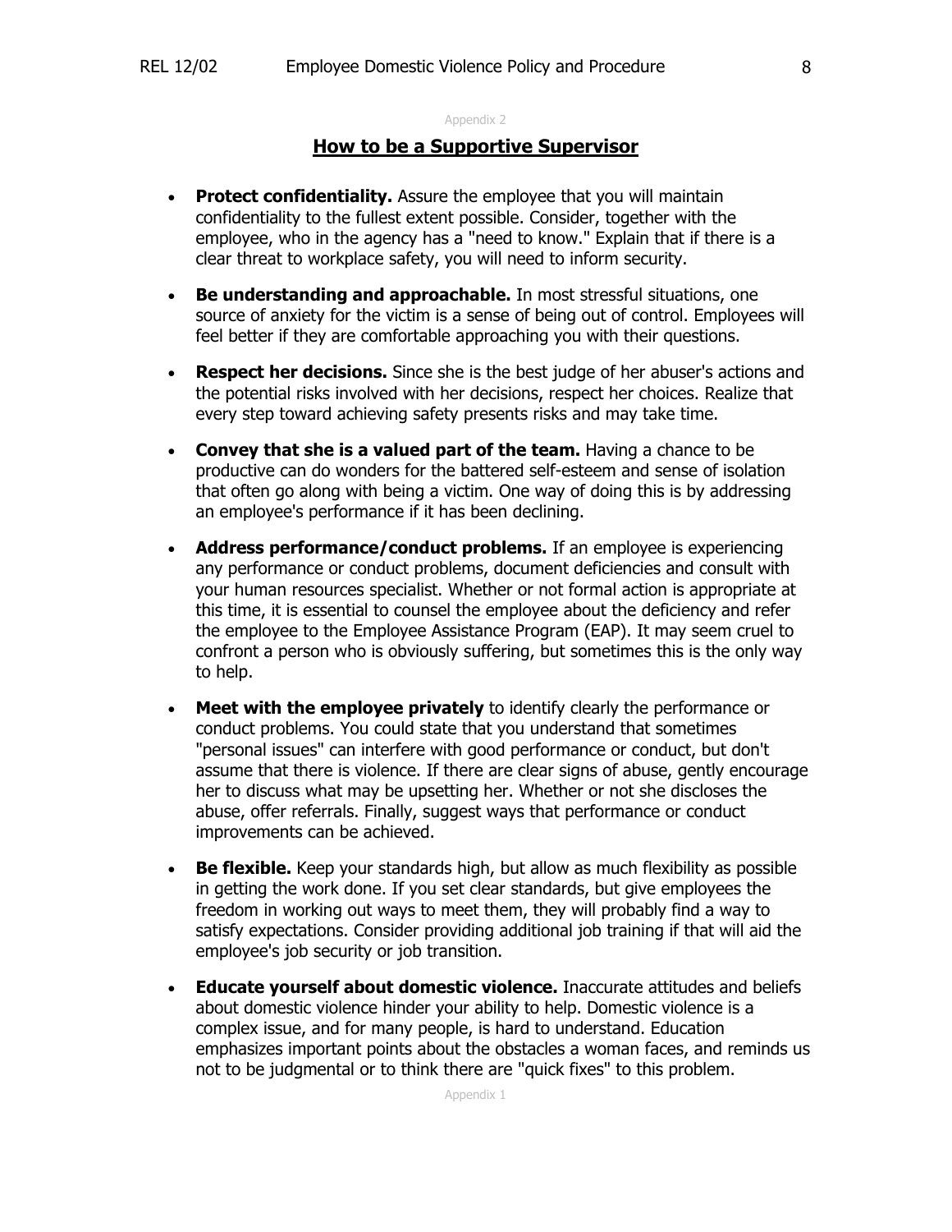Appendix 2

## How to be a Supportive Supervisor

- **Protect confidentiality.** Assure the employee that you will maintain confidentiality to the fullest extent possible. Consider, together with the employee, who in the agency has a "need to know." Explain that if there is a clear threat to workplace safety, you will need to inform security.
- **Be understanding and approachable.** In most stressful situations, one source of anxiety for the victim is a sense of being out of control. Employees will feel better if they are comfortable approaching you with their questions.
- **Respect her decisions.** Since she is the best judge of her abuser's actions and the potential risks involved with her decisions, respect her choices. Realize that every step toward achieving safety presents risks and may take time.
- **Convey that she is a valued part of the team.** Having a chance to be productive can do wonders for the battered self-esteem and sense of isolation that often go along with being a victim. One way of doing this is by addressing an employee's performance if it has been declining.
- **Address performance/conduct problems.** If an employee is experiencing any performance or conduct problems, document deficiencies and consult with your human resources specialist. Whether or not formal action is appropriate at this time, it is essential to counsel the employee about the deficiency and refer the employee to the Employee Assistance Program (EAP). It may seem cruel to confront a person who is obviously suffering, but sometimes this is the only way to help.
- **Meet with the employee privately** to identify clearly the performance or conduct problems. You could state that you understand that sometimes "personal issues" can interfere with good performance or conduct, but don't assume that there is violence. If there are clear signs of abuse, gently encourage her to discuss what may be upsetting her. Whether or not she discloses the abuse, offer referrals. Finally, suggest ways that performance or conduct improvements can be achieved.
- **Be flexible.** Keep your standards high, but allow as much flexibility as possible in getting the work done. If you set clear standards, but give employees the freedom in working out ways to meet them, they will probably find a way to satisfy expectations. Consider providing additional job training if that will aid the employee's job security or job transition.
- **Educate yourself about domestic violence.** Inaccurate attitudes and beliefs about domestic violence hinder your ability to help. Domestic violence is a complex issue, and for many people, is hard to understand. Education emphasizes important points about the obstacles a woman faces, and reminds us not to be judgmental or to think there are "quick fixes" to this problem.

Appendix 1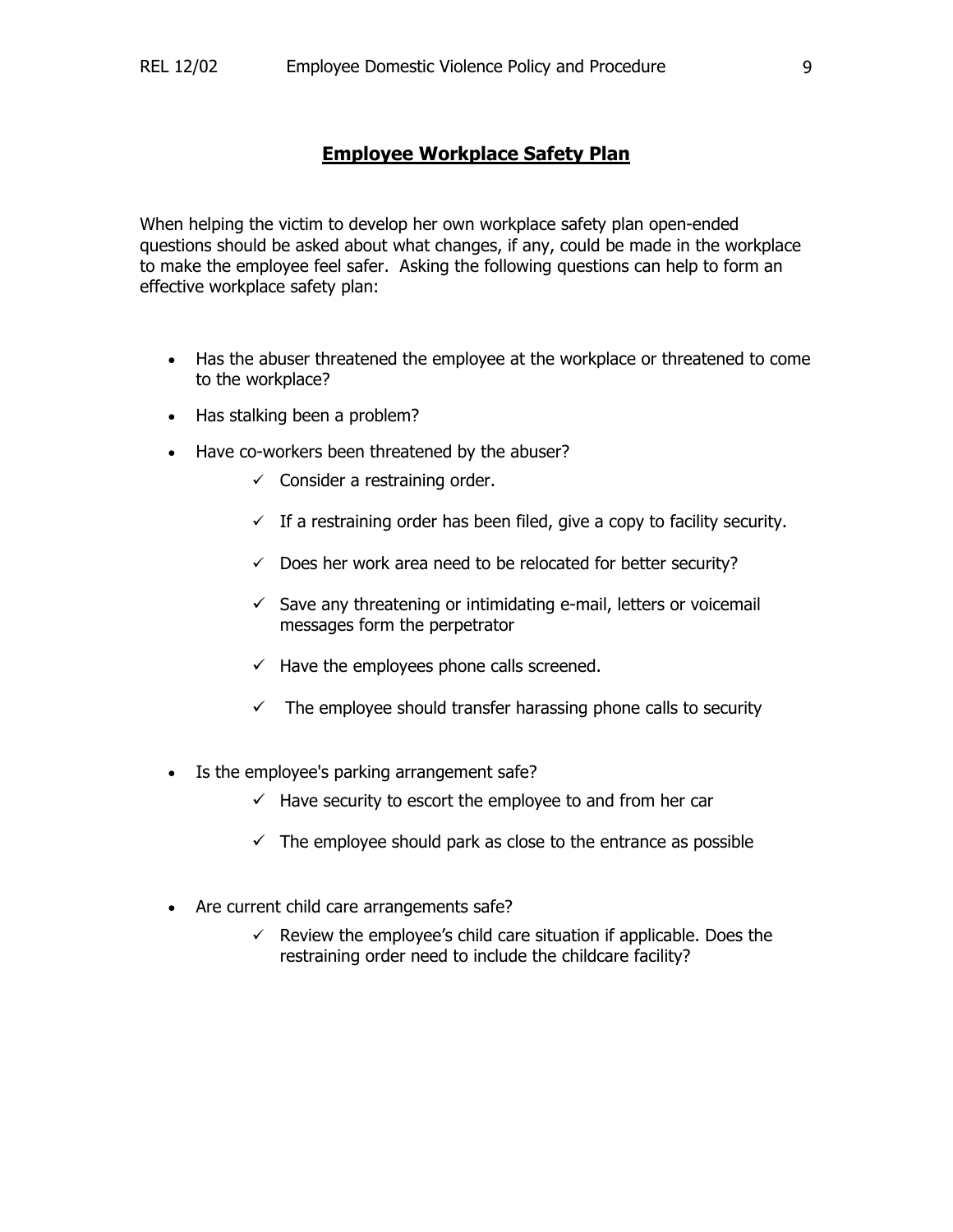## Employee Workplace Safety Plan

When helping the victim to develop her own workplace safety plan open-ended questions should be asked about what changes, if any, could be made in the workplace to make the employee feel safer. Asking the following questions can help to form an effective workplace safety plan:

- Has the abuser threatened the employee at the workplace or threatened to come to the workplace?
- Has stalking been a problem?
- Have co-workers been threatened by the abuser?
  - ✓ Consider a restraining order.
  - ✓ If a restraining order has been filed, give a copy to facility security.
  - ✓ Does her work area need to be relocated for better security?
  - ✓ Save any threatening or intimidating e-mail, letters or voicemail messages form the perpetrator
  - ✓ Have the employees phone calls screened.
  - ✓ The employee should transfer harassing phone calls to security
- Is the employee's parking arrangement safe?
  - ✓ Have security to escort the employee to and from her car
  - ✓ The employee should park as close to the entrance as possible
- Are current child care arrangements safe?
  - ✓ Review the employee's child care situation if applicable. Does the restraining order need to include the childcare facility?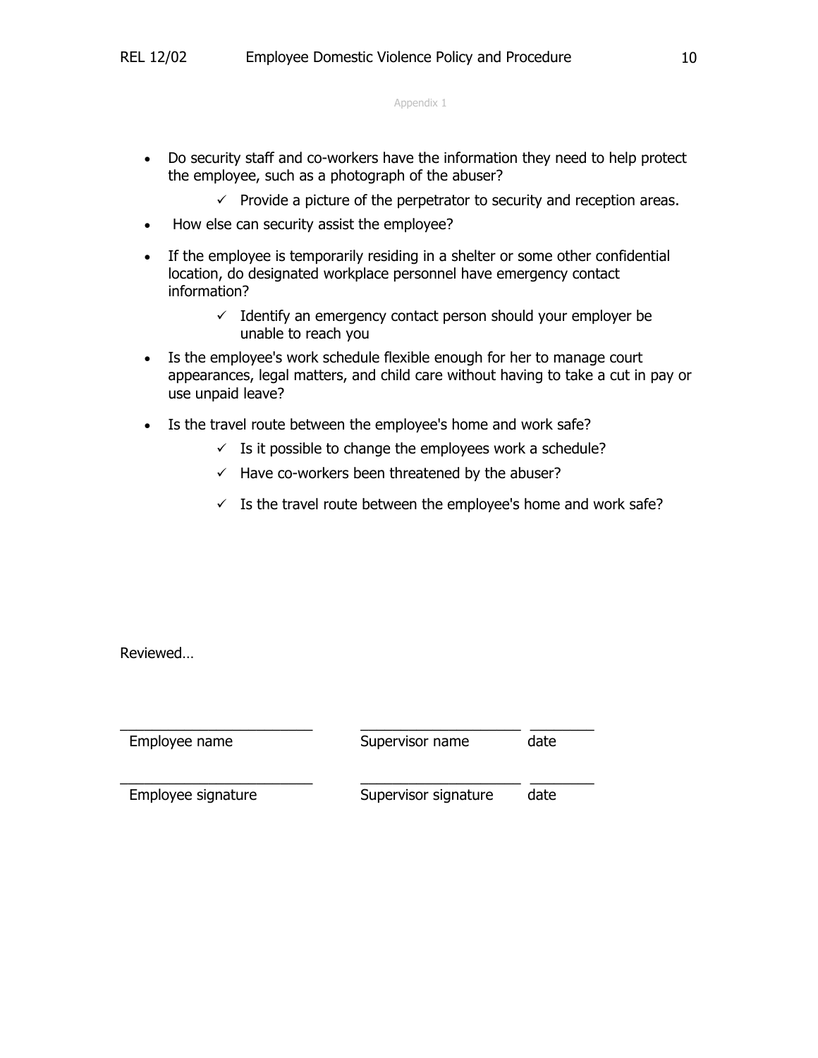Appendix 1

- Do security staff and co-workers have the information they need to help protect the employee, such as a photograph of the abuser?
  - ✓ Provide a picture of the perpetrator to security and reception areas.
- How else can security assist the employee?
- If the employee is temporarily residing in a shelter or some other confidential location, do designated workplace personnel have emergency contact information?
  - ✓ Identify an emergency contact person should your employer be unable to reach you
- Is the employee's work schedule flexible enough for her to manage court appearances, legal matters, and child care without having to take a cut in pay or use unpaid leave?
- Is the travel route between the employee's home and work safe?
  - ✓ Is it possible to change the employees work a schedule?
  - ✓ Have co-workers been threatened by the abuser?
  - ✓ Is the travel route between the employee's home and work safe?

Reviewed…

| | | |
|---|---|---|
| ________________________ | ____________________ | ________ |
| Employee name | Supervisor name | date |
| ________________________ | ____________________ | ________ |
| Employee signature | Supervisor signature | date |